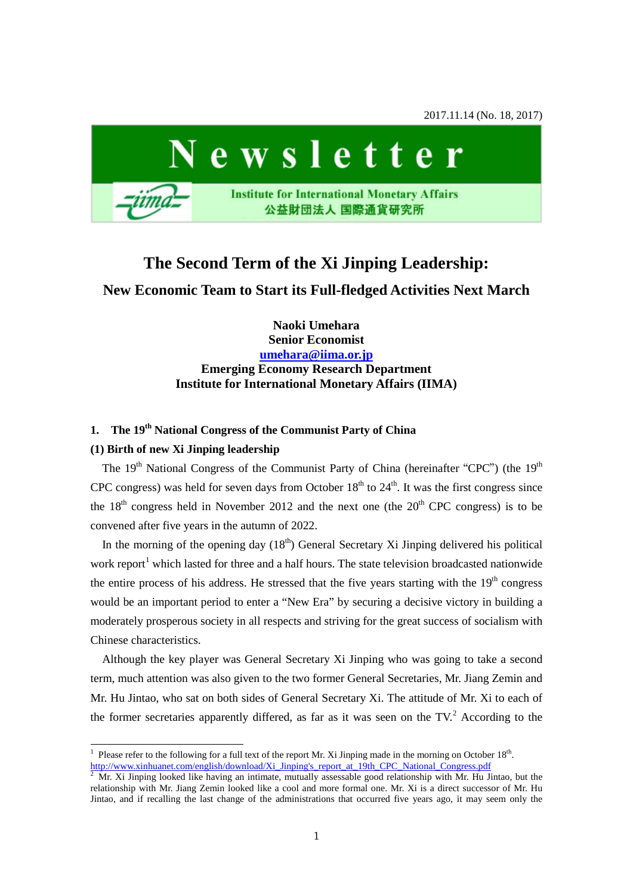2017.11.14 (No. 18, 2017)

# Newsletter

Institute for International Monetary Affairs
公益財団法人 国際通貨研究所

# The Second Term of the Xi Jinping Leadership:

## New Economic Team to Start its Full-fledged Activities Next March

**Naoki Umehara**
**Senior Economist**
**umehara@iima.or.jp**
**Emerging Economy Research Department**
**Institute for International Monetary Affairs (IIMA)**

### 1. The 19th National Congress of the Communist Party of China

#### (1) Birth of new Xi Jinping leadership

The 19th National Congress of the Communist Party of China (hereinafter "CPC") (the 19th CPC congress) was held for seven days from October 18th to 24th. It was the first congress since the 18th congress held in November 2012 and the next one (the 20th CPC congress) is to be convened after five years in the autumn of 2022.

In the morning of the opening day (18th) General Secretary Xi Jinping delivered his political work report[1] which lasted for three and a half hours. The state television broadcasted nationwide the entire process of his address. He stressed that the five years starting with the 19th congress would be an important period to enter a "New Era" by securing a decisive victory in building a moderately prosperous society in all respects and striving for the great success of socialism with Chinese characteristics.

Although the key player was General Secretary Xi Jinping who was going to take a second term, much attention was also given to the two former General Secretaries, Mr. Jiang Zemin and Mr. Hu Jintao, who sat on both sides of General Secretary Xi. The attitude of Mr. Xi to each of the former secretaries apparently differed, as far as it was seen on the TV.[2] According to the

---

[1] Please refer to the following for a full text of the report Mr. Xi Jinping made in the morning on October 18th.
http://www.xinhuanet.com/english/download/Xi_Jinping's_report_at_19th_CPC_National_Congress.pdf

[2] Mr. Xi Jinping looked like having an intimate, mutually assessable good relationship with Mr. Hu Jintao, but the relationship with Mr. Jiang Zemin looked like a cool and more formal one. Mr. Xi is a direct successor of Mr. Hu Jintao, and if recalling the last change of the administrations that occurred five years ago, it may seem only the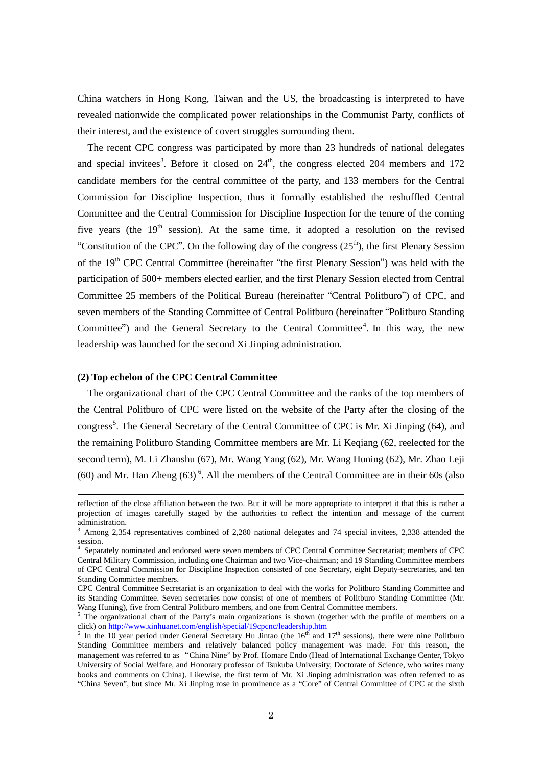China watchers in Hong Kong, Taiwan and the US, the broadcasting is interpreted to have revealed nationwide the complicated power relationships in the Communist Party, conflicts of their interest, and the existence of covert struggles surrounding them.

The recent CPC congress was participated by more than 23 hundreds of national delegates and special invitees[3]. Before it closed on 24th, the congress elected 204 members and 172 candidate members for the central committee of the party, and 133 members for the Central Commission for Discipline Inspection, thus it formally established the reshuffled Central Committee and the Central Commission for Discipline Inspection for the tenure of the coming five years (the 19th session). At the same time, it adopted a resolution on the revised "Constitution of the CPC". On the following day of the congress (25th), the first Plenary Session of the 19th CPC Central Committee (hereinafter "the first Plenary Session") was held with the participation of 500+ members elected earlier, and the first Plenary Session elected from Central Committee 25 members of the Political Bureau (hereinafter "Central Politburo") of CPC, and seven members of the Standing Committee of Central Politburo (hereinafter "Politburo Standing Committee") and the General Secretary to the Central Committee[4]. In this way, the new leadership was launched for the second Xi Jinping administration.

### (2) Top echelon of the CPC Central Committee

The organizational chart of the CPC Central Committee and the ranks of the top members of the Central Politburo of CPC were listed on the website of the Party after the closing of the congress[5]. The General Secretary of the Central Committee of CPC is Mr. Xi Jinping (64), and the remaining Politburo Standing Committee members are Mr. Li Keqiang (62, reelected for the second term), M. Li Zhanshu (67), Mr. Wang Yang (62), Mr. Wang Huning (62), Mr. Zhao Leji (60) and Mr. Han Zheng (63)[6]. All the members of the Central Committee are in their 60s (also

---

reflection of the close affiliation between the two. But it will be more appropriate to interpret it that this is rather a projection of images carefully staged by the authorities to reflect the intention and message of the current administration.

[3] Among 2,354 representatives combined of 2,280 national delegates and 74 special invitees, 2,338 attended the session.

[4] Separately nominated and endorsed were seven members of CPC Central Committee Secretariat; members of CPC Central Military Commission, including one Chairman and two Vice-chairman; and 19 Standing Committee members of CPC Central Commission for Discipline Inspection consisted of one Secretary, eight Deputy-secretaries, and ten Standing Committee members.

CPC Central Committee Secretariat is an organization to deal with the works for Politburo Standing Committee and its Standing Committee. Seven secretaries now consist of one of members of Politburo Standing Committee (Mr. Wang Huning), five from Central Politburo members, and one from Central Committee members.

[5] The organizational chart of the Party's main organizations is shown (together with the profile of members on a click) on http://www.xinhuanet.com/english/special/19cpcnc/leadership.htm

[6] In the 10 year period under General Secretary Hu Jintao (the 16th and 17th sessions), there were nine Politburo Standing Committee members and relatively balanced policy management was made. For this reason, the management was referred to as "China Nine" by Prof. Homare Endo (Head of International Exchange Center, Tokyo University of Social Welfare, and Honorary professor of Tsukuba University, Doctorate of Science, who writes many books and comments on China). Likewise, the first term of Mr. Xi Jinping administration was often referred to as "China Seven", but since Mr. Xi Jinping rose in prominence as a "Core" of Central Committee of CPC at the sixth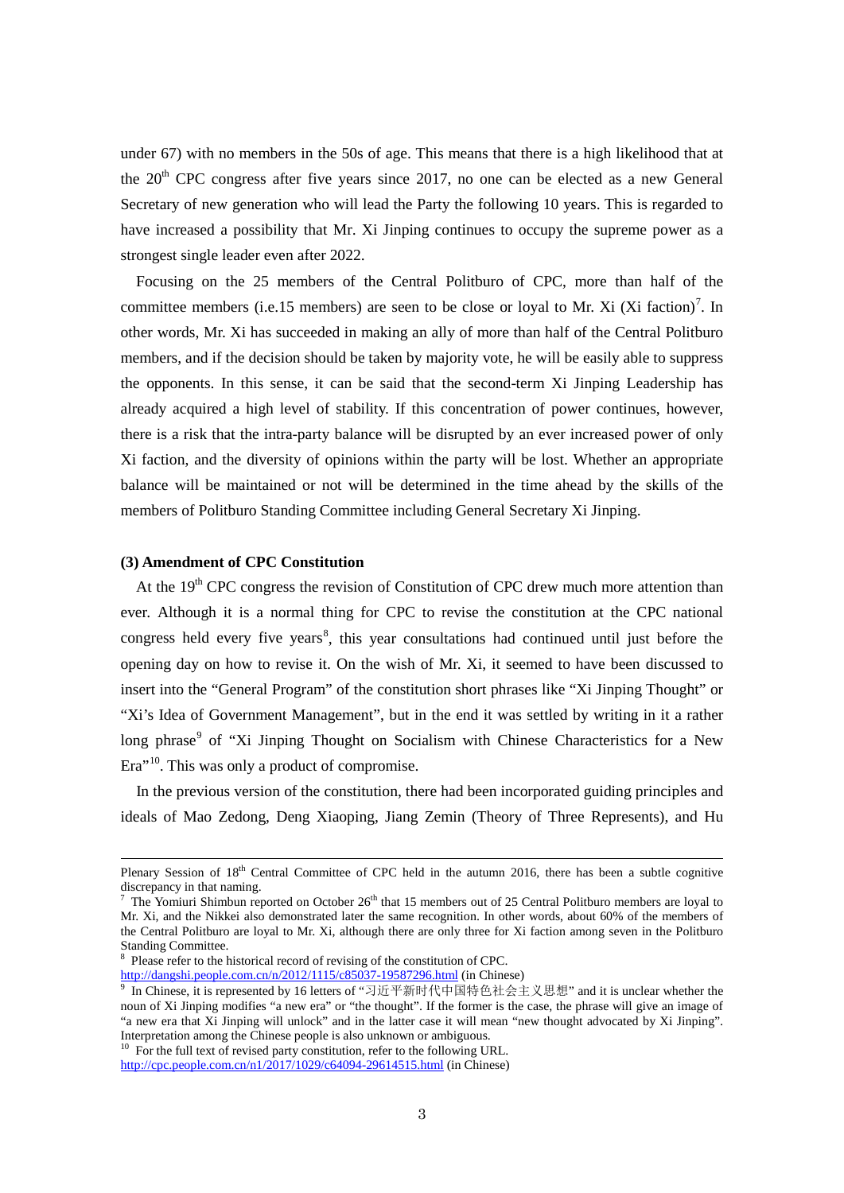under 67) with no members in the 50s of age. This means that there is a high likelihood that at the 20th CPC congress after five years since 2017, no one can be elected as a new General Secretary of new generation who will lead the Party the following 10 years. This is regarded to have increased a possibility that Mr. Xi Jinping continues to occupy the supreme power as a strongest single leader even after 2022.

Focusing on the 25 members of the Central Politburo of CPC, more than half of the committee members (i.e.15 members) are seen to be close or loyal to Mr. Xi (Xi faction)[7]. In other words, Mr. Xi has succeeded in making an ally of more than half of the Central Politburo members, and if the decision should be taken by majority vote, he will be easily able to suppress the opponents. In this sense, it can be said that the second-term Xi Jinping Leadership has already acquired a high level of stability. If this concentration of power continues, however, there is a risk that the intra-party balance will be disrupted by an ever increased power of only Xi faction, and the diversity of opinions within the party will be lost. Whether an appropriate balance will be maintained or not will be determined in the time ahead by the skills of the members of Politburo Standing Committee including General Secretary Xi Jinping.

### (3) Amendment of CPC Constitution

At the 19th CPC congress the revision of Constitution of CPC drew much more attention than ever. Although it is a normal thing for CPC to revise the constitution at the CPC national congress held every five years[8], this year consultations had continued until just before the opening day on how to revise it. On the wish of Mr. Xi, it seemed to have been discussed to insert into the "General Program" of the constitution short phrases like "Xi Jinping Thought" or "Xi's Idea of Government Management", but in the end it was settled by writing in it a rather long phrase[9] of "Xi Jinping Thought on Socialism with Chinese Characteristics for a New Era"[10]. This was only a product of compromise.

In the previous version of the constitution, there had been incorporated guiding principles and ideals of Mao Zedong, Deng Xiaoping, Jiang Zemin (Theory of Three Represents), and Hu

---

Plenary Session of 18th Central Committee of CPC held in the autumn 2016, there has been a subtle cognitive discrepancy in that naming.

[7] The Yomiuri Shimbun reported on October 26th that 15 members out of 25 Central Politburo members are loyal to Mr. Xi, and the Nikkei also demonstrated later the same recognition. In other words, about 60% of the members of the Central Politburo are loyal to Mr. Xi, although there are only three for Xi faction among seven in the Politburo Standing Committee.

[8] Please refer to the historical record of revising of the constitution of CPC.
http://dangshi.people.com.cn/n/2012/1115/c85037-19587296.html (in Chinese)

[9] In Chinese, it is represented by 16 letters of "习近平新时代中国特色社会主义思想" and it is unclear whether the noun of Xi Jinping modifies "a new era" or "the thought". If the former is the case, the phrase will give an image of "a new era that Xi Jinping will unlock" and in the latter case it will mean "new thought advocated by Xi Jinping". Interpretation among the Chinese people is also unknown or ambiguous.

[10] For the full text of revised party constitution, refer to the following URL.
http://cpc.people.com.cn/n1/2017/1029/c64094-29614515.html (in Chinese)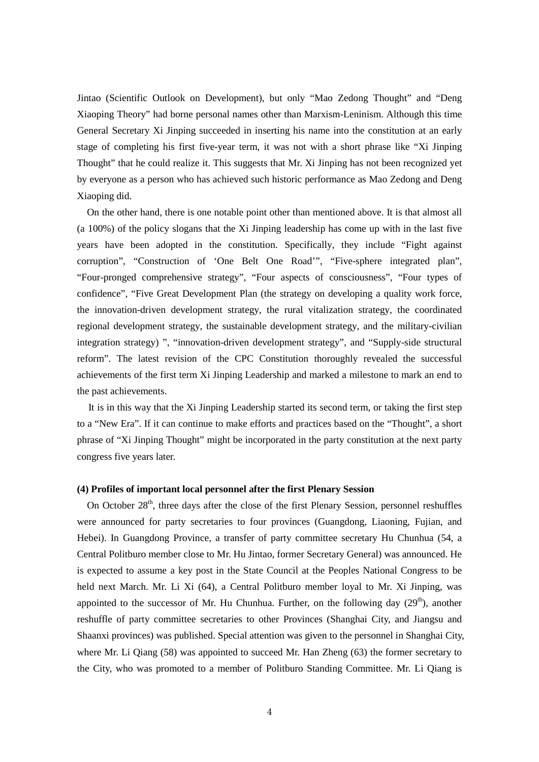Jintao (Scientific Outlook on Development), but only "Mao Zedong Thought" and "Deng Xiaoping Theory" had borne personal names other than Marxism-Leninism. Although this time General Secretary Xi Jinping succeeded in inserting his name into the constitution at an early stage of completing his first five-year term, it was not with a short phrase like "Xi Jinping Thought" that he could realize it. This suggests that Mr. Xi Jinping has not been recognized yet by everyone as a person who has achieved such historic performance as Mao Zedong and Deng Xiaoping did.

On the other hand, there is one notable point other than mentioned above. It is that almost all (a 100%) of the policy slogans that the Xi Jinping leadership has come up with in the last five years have been adopted in the constitution. Specifically, they include "Fight against corruption", "Construction of 'One Belt One Road'", "Five-sphere integrated plan", "Four-pronged comprehensive strategy", "Four aspects of consciousness", "Four types of confidence", "Five Great Development Plan (the strategy on developing a quality work force, the innovation-driven development strategy, the rural vitalization strategy, the coordinated regional development strategy, the sustainable development strategy, and the military-civilian integration strategy) ", "innovation-driven development strategy", and "Supply-side structural reform". The latest revision of the CPC Constitution thoroughly revealed the successful achievements of the first term Xi Jinping Leadership and marked a milestone to mark an end to the past achievements.

It is in this way that the Xi Jinping Leadership started its second term, or taking the first step to a "New Era". If it can continue to make efforts and practices based on the "Thought", a short phrase of "Xi Jinping Thought" might be incorporated in the party constitution at the next party congress five years later.

**(4) Profiles of important local personnel after the first Plenary Session**

On October 28th, three days after the close of the first Plenary Session, personnel reshuffles were announced for party secretaries to four provinces (Guangdong, Liaoning, Fujian, and Hebei). In Guangdong Province, a transfer of party committee secretary Hu Chunhua (54, a Central Politburo member close to Mr. Hu Jintao, former Secretary General) was announced. He is expected to assume a key post in the State Council at the Peoples National Congress to be held next March. Mr. Li Xi (64), a Central Politburo member loyal to Mr. Xi Jinping, was appointed to the successor of Mr. Hu Chunhua. Further, on the following day (29th), another reshuffle of party committee secretaries to other Provinces (Shanghai City, and Jiangsu and Shaanxi provinces) was published. Special attention was given to the personnel in Shanghai City, where Mr. Li Qiang (58) was appointed to succeed Mr. Han Zheng (63) the former secretary to the City, who was promoted to a member of Politburo Standing Committee. Mr. Li Qiang is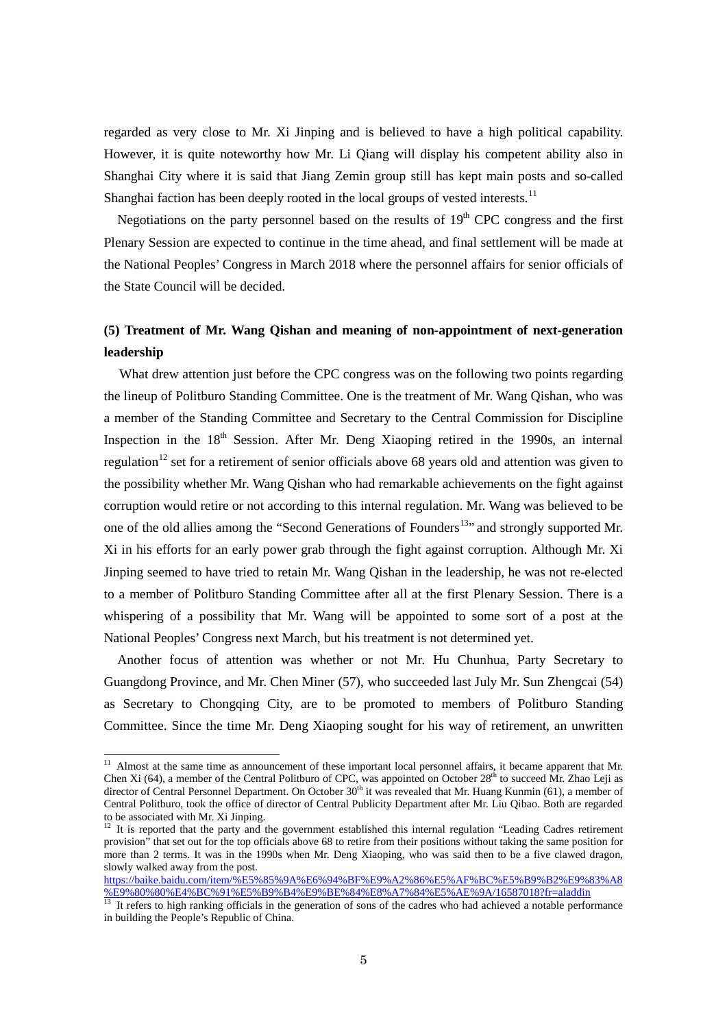regarded as very close to Mr. Xi Jinping and is believed to have a high political capability. However, it is quite noteworthy how Mr. Li Qiang will display his competent ability also in Shanghai City where it is said that Jiang Zemin group still has kept main posts and so-called Shanghai faction has been deeply rooted in the local groups of vested interests.[11]

Negotiations on the party personnel based on the results of 19th CPC congress and the first Plenary Session are expected to continue in the time ahead, and final settlement will be made at the National Peoples' Congress in March 2018 where the personnel affairs for senior officials of the State Council will be decided.

### (5) Treatment of Mr. Wang Qishan and meaning of non-appointment of next-generation leadership

What drew attention just before the CPC congress was on the following two points regarding the lineup of Politburo Standing Committee. One is the treatment of Mr. Wang Qishan, who was a member of the Standing Committee and Secretary to the Central Commission for Discipline Inspection in the 18th Session. After Mr. Deng Xiaoping retired in the 1990s, an internal regulation[12] set for a retirement of senior officials above 68 years old and attention was given to the possibility whether Mr. Wang Qishan who had remarkable achievements on the fight against corruption would retire or not according to this internal regulation. Mr. Wang was believed to be one of the old allies among the "Second Generations of Founders[13]" and strongly supported Mr. Xi in his efforts for an early power grab through the fight against corruption. Although Mr. Xi Jinping seemed to have tried to retain Mr. Wang Qishan in the leadership, he was not re-elected to a member of Politburo Standing Committee after all at the first Plenary Session. There is a whispering of a possibility that Mr. Wang will be appointed to some sort of a post at the National Peoples' Congress next March, but his treatment is not determined yet.

Another focus of attention was whether or not Mr. Hu Chunhua, Party Secretary to Guangdong Province, and Mr. Chen Miner (57), who succeeded last July Mr. Sun Zhengcai (54) as Secretary to Chongqing City, are to be promoted to members of Politburo Standing Committee. Since the time Mr. Deng Xiaoping sought for his way of retirement, an unwritten

---

[11] Almost at the same time as announcement of these important local personnel affairs, it became apparent that Mr. Chen Xi (64), a member of the Central Politburo of CPC, was appointed on October 28th to succeed Mr. Zhao Leji as director of Central Personnel Department. On October 30th it was revealed that Mr. Huang Kunmin (61), a member of Central Politburo, took the office of director of Central Publicity Department after Mr. Liu Qibao. Both are regarded to be associated with Mr. Xi Jinping.

[12] It is reported that the party and the government established this internal regulation "Leading Cadres retirement provision" that set out for the top officials above 68 to retire from their positions without taking the same position for more than 2 terms. It was in the 1990s when Mr. Deng Xiaoping, who was said then to be a five clawed dragon, slowly walked away from the post.
https://baike.baidu.com/item/%E5%85%9A%E6%94%BF%E9%A2%86%E5%AF%BC%E5%B9%B2%E9%83%A8%E9%80%80%E4%BC%91%E5%B9%B4%E9%BE%84%E8%A7%84%E5%AE%9A/16587018?fr=aladdin

[13] It refers to high ranking officials in the generation of sons of the cadres who had achieved a notable performance in building the People's Republic of China.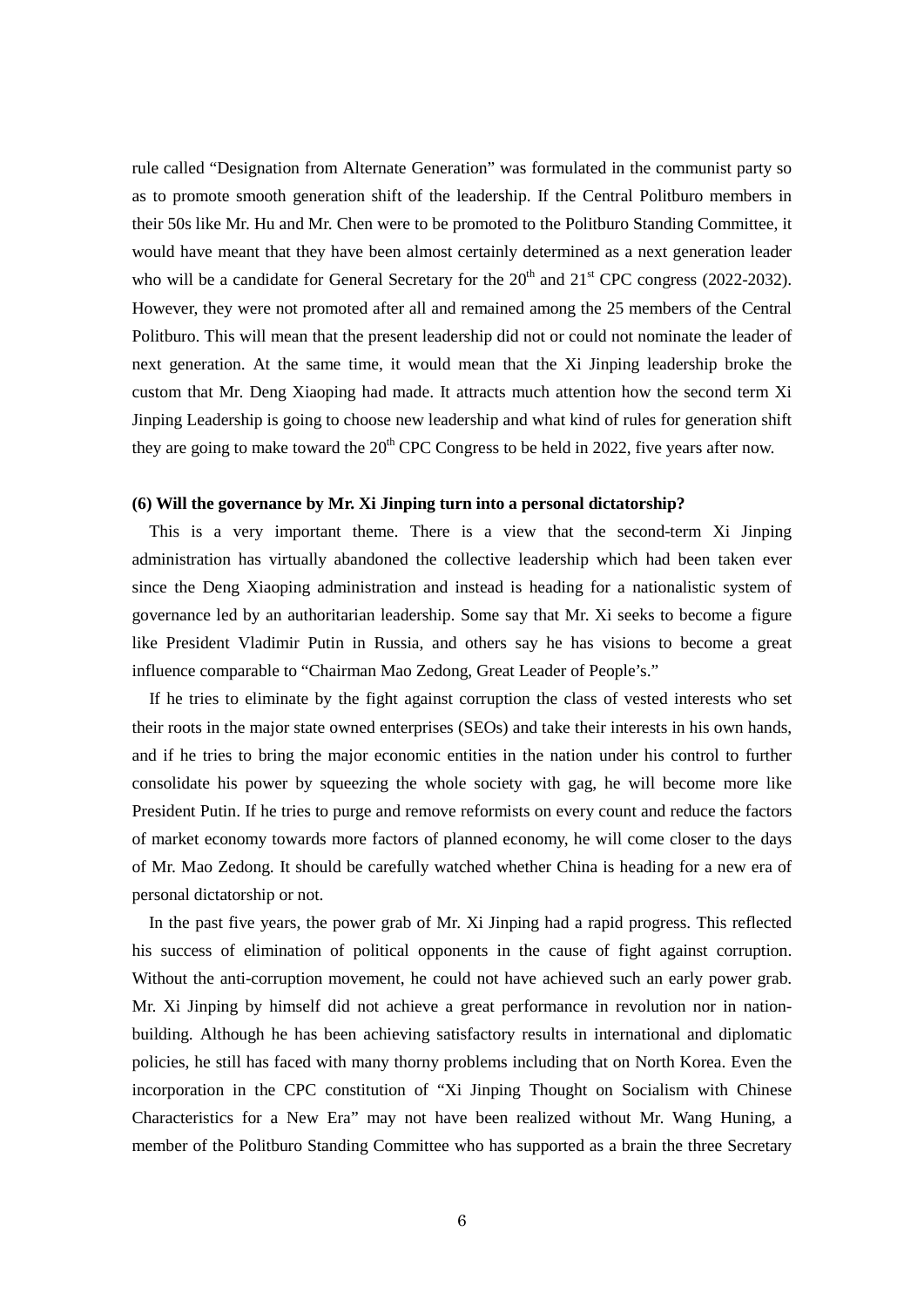rule called "Designation from Alternate Generation" was formulated in the communist party so as to promote smooth generation shift of the leadership. If the Central Politburo members in their 50s like Mr. Hu and Mr. Chen were to be promoted to the Politburo Standing Committee, it would have meant that they have been almost certainly determined as a next generation leader who will be a candidate for General Secretary for the 20th and 21st CPC congress (2022-2032). However, they were not promoted after all and remained among the 25 members of the Central Politburo. This will mean that the present leadership did not or could not nominate the leader of next generation. At the same time, it would mean that the Xi Jinping leadership broke the custom that Mr. Deng Xiaoping had made. It attracts much attention how the second term Xi Jinping Leadership is going to choose new leadership and what kind of rules for generation shift they are going to make toward the 20th CPC Congress to be held in 2022, five years after now.

**(6) Will the governance by Mr. Xi Jinping turn into a personal dictatorship?**

This is a very important theme. There is a view that the second-term Xi Jinping administration has virtually abandoned the collective leadership which had been taken ever since the Deng Xiaoping administration and instead is heading for a nationalistic system of governance led by an authoritarian leadership. Some say that Mr. Xi seeks to become a figure like President Vladimir Putin in Russia, and others say he has visions to become a great influence comparable to "Chairman Mao Zedong, Great Leader of People's."

If he tries to eliminate by the fight against corruption the class of vested interests who set their roots in the major state owned enterprises (SEOs) and take their interests in his own hands, and if he tries to bring the major economic entities in the nation under his control to further consolidate his power by squeezing the whole society with gag, he will become more like President Putin. If he tries to purge and remove reformists on every count and reduce the factors of market economy towards more factors of planned economy, he will come closer to the days of Mr. Mao Zedong. It should be carefully watched whether China is heading for a new era of personal dictatorship or not.

In the past five years, the power grab of Mr. Xi Jinping had a rapid progress. This reflected his success of elimination of political opponents in the cause of fight against corruption. Without the anti-corruption movement, he could not have achieved such an early power grab. Mr. Xi Jinping by himself did not achieve a great performance in revolution nor in nation-building. Although he has been achieving satisfactory results in international and diplomatic policies, he still has faced with many thorny problems including that on North Korea. Even the incorporation in the CPC constitution of "Xi Jinping Thought on Socialism with Chinese Characteristics for a New Era" may not have been realized without Mr. Wang Huning, a member of the Politburo Standing Committee who has supported as a brain the three Secretary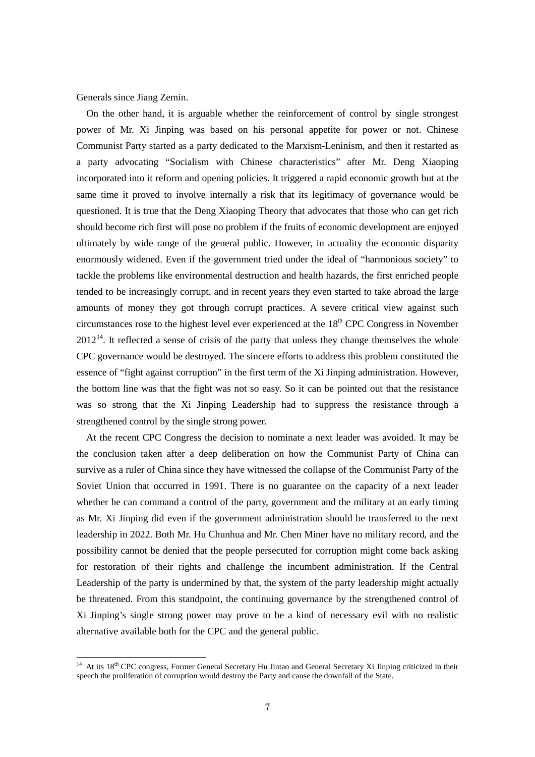Generals since Jiang Zemin.

On the other hand, it is arguable whether the reinforcement of control by single strongest power of Mr. Xi Jinping was based on his personal appetite for power or not. Chinese Communist Party started as a party dedicated to the Marxism-Leninism, and then it restarted as a party advocating "Socialism with Chinese characteristics" after Mr. Deng Xiaoping incorporated into it reform and opening policies. It triggered a rapid economic growth but at the same time it proved to involve internally a risk that its legitimacy of governance would be questioned. It is true that the Deng Xiaoping Theory that advocates that those who can get rich should become rich first will pose no problem if the fruits of economic development are enjoyed ultimately by wide range of the general public. However, in actuality the economic disparity enormously widened. Even if the government tried under the ideal of "harmonious society" to tackle the problems like environmental destruction and health hazards, the first enriched people tended to be increasingly corrupt, and in recent years they even started to take abroad the large amounts of money they got through corrupt practices. A severe critical view against such circumstances rose to the highest level ever experienced at the 18th CPC Congress in November 2012[14]. It reflected a sense of crisis of the party that unless they change themselves the whole CPC governance would be destroyed. The sincere efforts to address this problem constituted the essence of "fight against corruption" in the first term of the Xi Jinping administration. However, the bottom line was that the fight was not so easy. So it can be pointed out that the resistance was so strong that the Xi Jinping Leadership had to suppress the resistance through a strengthened control by the single strong power.

At the recent CPC Congress the decision to nominate a next leader was avoided. It may be the conclusion taken after a deep deliberation on how the Communist Party of China can survive as a ruler of China since they have witnessed the collapse of the Communist Party of the Soviet Union that occurred in 1991. There is no guarantee on the capacity of a next leader whether he can command a control of the party, government and the military at an early timing as Mr. Xi Jinping did even if the government administration should be transferred to the next leadership in 2022. Both Mr. Hu Chunhua and Mr. Chen Miner have no military record, and the possibility cannot be denied that the people persecuted for corruption might come back asking for restoration of their rights and challenge the incumbent administration. If the Central Leadership of the party is undermined by that, the system of the party leadership might actually be threatened. From this standpoint, the continuing governance by the strengthened control of Xi Jinping's single strong power may prove to be a kind of necessary evil with no realistic alternative available both for the CPC and the general public.

---

[14] At its 18th CPC congress, Former General Secretary Hu Jintao and General Secretary Xi Jinping criticized in their speech the proliferation of corruption would destroy the Party and cause the downfall of the State.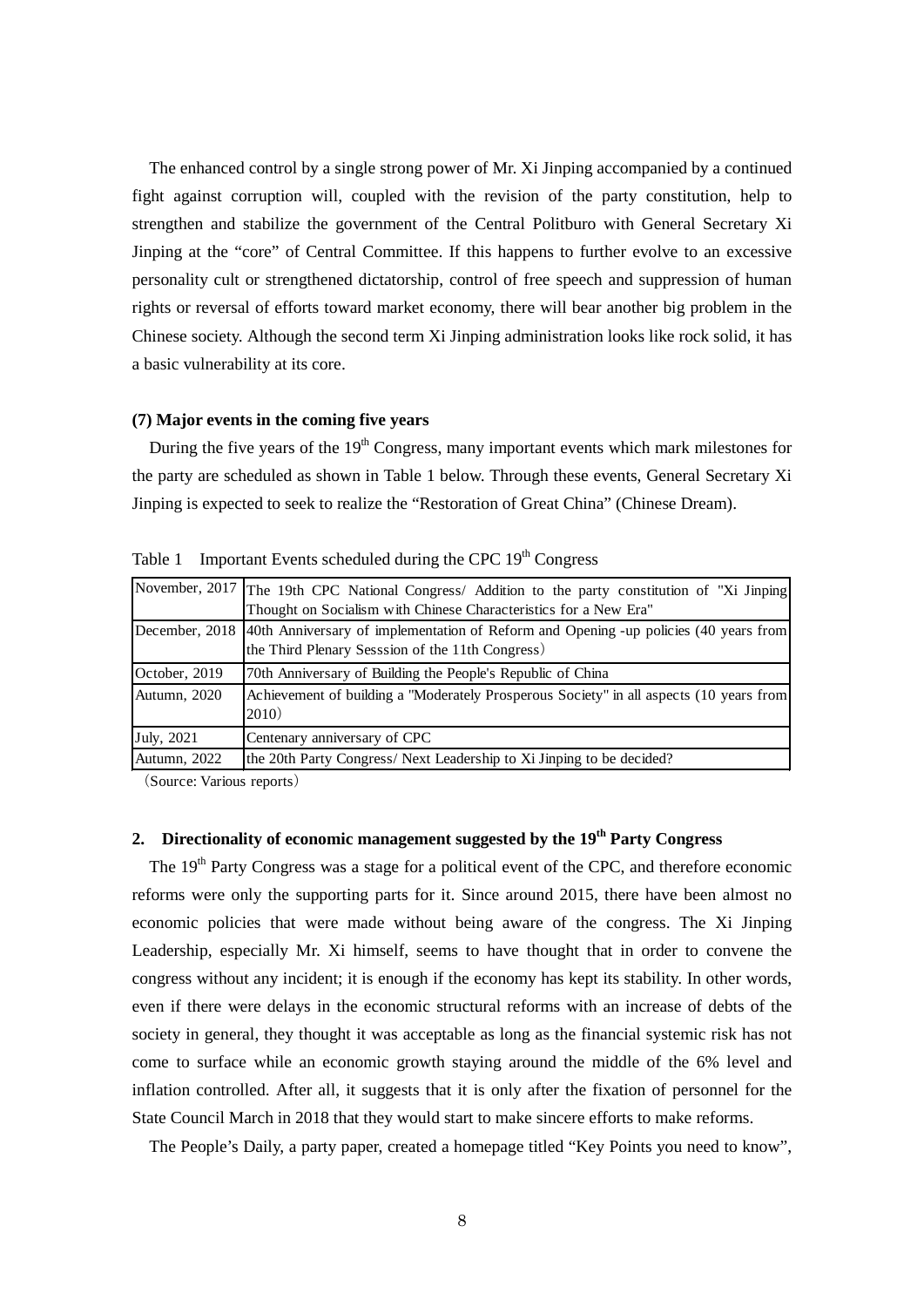The enhanced control by a single strong power of Mr. Xi Jinping accompanied by a continued fight against corruption will, coupled with the revision of the party constitution, help to strengthen and stabilize the government of the Central Politburo with General Secretary Xi Jinping at the "core" of Central Committee. If this happens to further evolve to an excessive personality cult or strengthened dictatorship, control of free speech and suppression of human rights or reversal of efforts toward market economy, there will bear another big problem in the Chinese society. Although the second term Xi Jinping administration looks like rock solid, it has a basic vulnerability at its core.

### (7) Major events in the coming five years

During the five years of the 19th Congress, many important events which mark milestones for the party are scheduled as shown in Table 1 below. Through these events, General Secretary Xi Jinping is expected to seek to realize the "Restoration of Great China" (Chinese Dream).

Table 1 Important Events scheduled during the CPC 19th Congress

| | |
|---|---|
| November, 2017 | The 19th CPC National Congress/ Addition to the party constitution of "Xi Jinping Thought on Socialism with Chinese Characteristics for a New Era" |
| December, 2018 | 40th Anniversary of implementation of Reform and Opening -up policies (40 years from the Third Plenary Sesssion of the 11th Congress) |
| October, 2019 | 70th Anniversary of Building the People's Republic of China |
| Autumn, 2020 | Achievement of building a "Moderately Prosperous Society" in all aspects (10 years from 2010) |
| July, 2021 | Centenary anniversary of CPC |
| Autumn, 2022 | the 20th Party Congress/ Next Leadership to Xi Jinping to be decided? |

(Source: Various reports)

## 2. Directionality of economic management suggested by the 19th Party Congress

The 19th Party Congress was a stage for a political event of the CPC, and therefore economic reforms were only the supporting parts for it. Since around 2015, there have been almost no economic policies that were made without being aware of the congress. The Xi Jinping Leadership, especially Mr. Xi himself, seems to have thought that in order to convene the congress without any incident; it is enough if the economy has kept its stability. In other words, even if there were delays in the economic structural reforms with an increase of debts of the society in general, they thought it was acceptable as long as the financial systemic risk has not come to surface while an economic growth staying around the middle of the 6% level and inflation controlled. After all, it suggests that it is only after the fixation of personnel for the State Council March in 2018 that they would start to make sincere efforts to make reforms.

The People's Daily, a party paper, created a homepage titled "Key Points you need to know",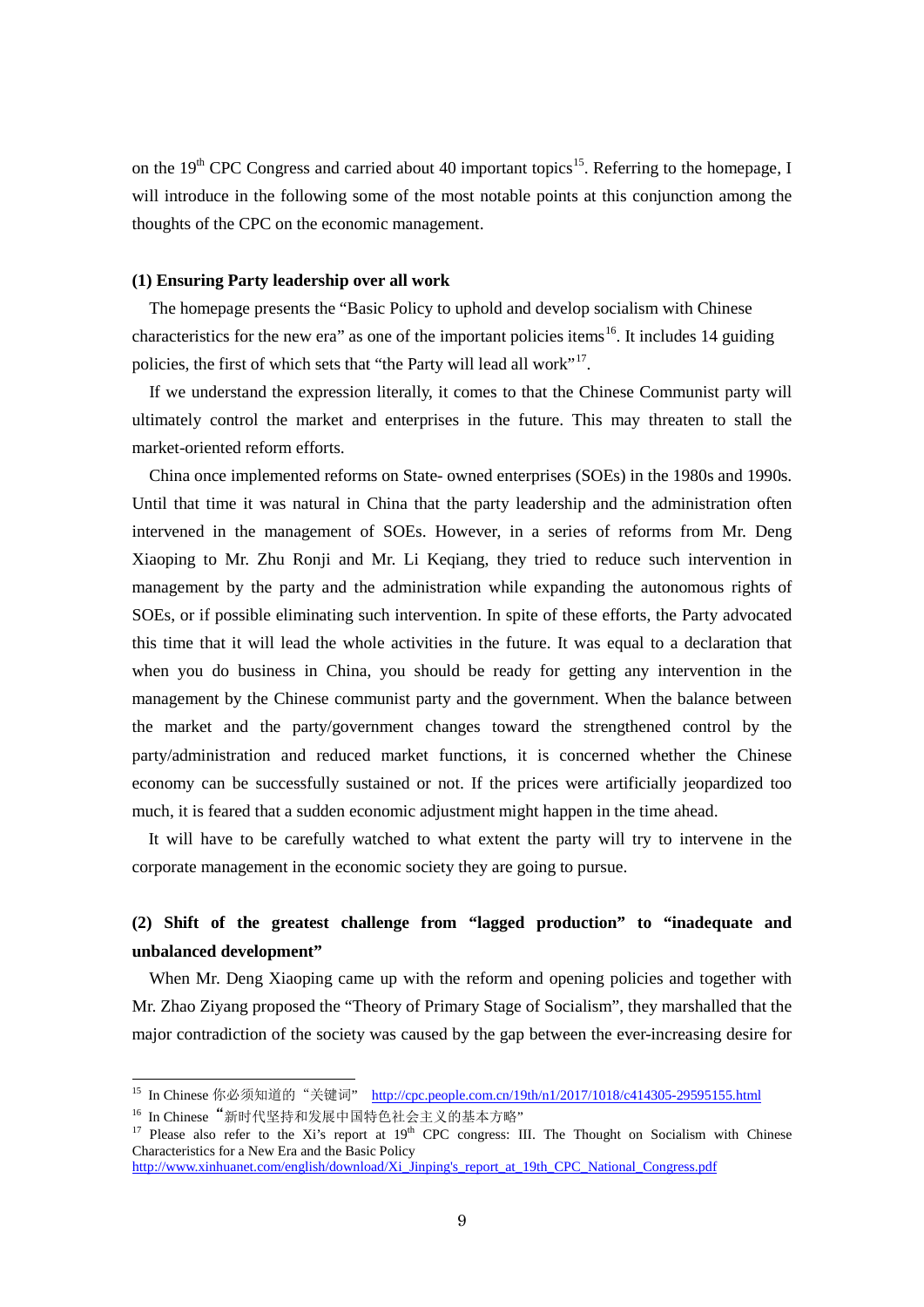on the 19th CPC Congress and carried about 40 important topics[15]. Referring to the homepage, I will introduce in the following some of the most notable points at this conjunction among the thoughts of the CPC on the economic management.

### (1) Ensuring Party leadership over all work

The homepage presents the "Basic Policy to uphold and develop socialism with Chinese characteristics for the new era" as one of the important policies items[16]. It includes 14 guiding policies, the first of which sets that "the Party will lead all work"[17].

If we understand the expression literally, it comes to that the Chinese Communist party will ultimately control the market and enterprises in the future. This may threaten to stall the market-oriented reform efforts.

China once implemented reforms on State- owned enterprises (SOEs) in the 1980s and 1990s. Until that time it was natural in China that the party leadership and the administration often intervened in the management of SOEs. However, in a series of reforms from Mr. Deng Xiaoping to Mr. Zhu Ronji and Mr. Li Keqiang, they tried to reduce such intervention in management by the party and the administration while expanding the autonomous rights of SOEs, or if possible eliminating such intervention. In spite of these efforts, the Party advocated this time that it will lead the whole activities in the future. It was equal to a declaration that when you do business in China, you should be ready for getting any intervention in the management by the Chinese communist party and the government. When the balance between the market and the party/government changes toward the strengthened control by the party/administration and reduced market functions, it is concerned whether the Chinese economy can be successfully sustained or not. If the prices were artificially jeopardized too much, it is feared that a sudden economic adjustment might happen in the time ahead.

It will have to be carefully watched to what extent the party will try to intervene in the corporate management in the economic society they are going to pursue.

### (2) Shift of the greatest challenge from "lagged production" to "inadequate and unbalanced development"

When Mr. Deng Xiaoping came up with the reform and opening policies and together with Mr. Zhao Ziyang proposed the "Theory of Primary Stage of Socialism", they marshalled that the major contradiction of the society was caused by the gap between the ever-increasing desire for

---

[15] In Chinese 你必须知道的"关键词" http://cpc.people.com.cn/19th/n1/2017/1018/c414305-29595155.html

[16] In Chinese "新时代坚持和发展中国特色社会主义的基本方略"

[17] Please also refer to the Xi's report at 19th CPC congress: III. The Thought on Socialism with Chinese Characteristics for a New Era and the Basic Policy http://www.xinhuanet.com/english/download/Xi_Jinping's_report_at_19th_CPC_National_Congress.pdf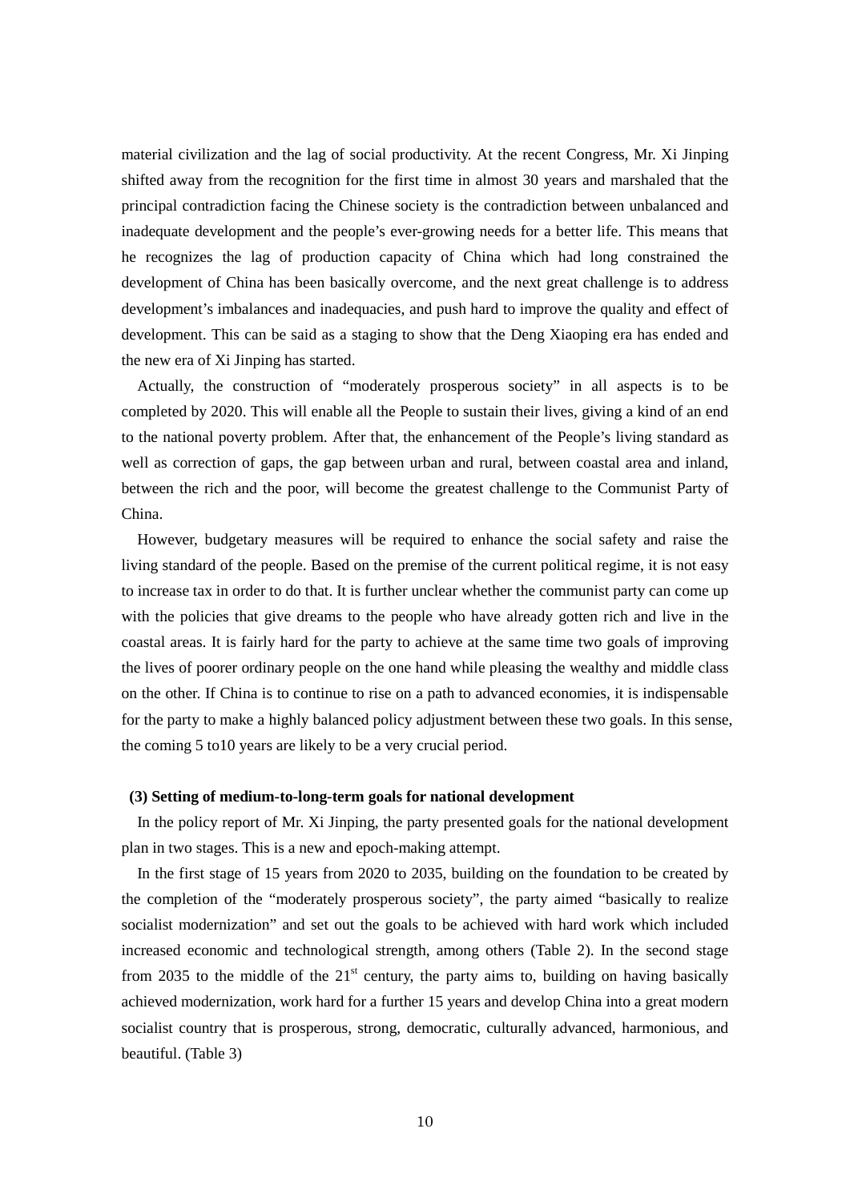material civilization and the lag of social productivity. At the recent Congress, Mr. Xi Jinping shifted away from the recognition for the first time in almost 30 years and marshaled that the principal contradiction facing the Chinese society is the contradiction between unbalanced and inadequate development and the people's ever-growing needs for a better life. This means that he recognizes the lag of production capacity of China which had long constrained the development of China has been basically overcome, and the next great challenge is to address development's imbalances and inadequacies, and push hard to improve the quality and effect of development. This can be said as a staging to show that the Deng Xiaoping era has ended and the new era of Xi Jinping has started.

Actually, the construction of "moderately prosperous society" in all aspects is to be completed by 2020. This will enable all the People to sustain their lives, giving a kind of an end to the national poverty problem. After that, the enhancement of the People's living standard as well as correction of gaps, the gap between urban and rural, between coastal area and inland, between the rich and the poor, will become the greatest challenge to the Communist Party of China.

However, budgetary measures will be required to enhance the social safety and raise the living standard of the people. Based on the premise of the current political regime, it is not easy to increase tax in order to do that. It is further unclear whether the communist party can come up with the policies that give dreams to the people who have already gotten rich and live in the coastal areas. It is fairly hard for the party to achieve at the same time two goals of improving the lives of poorer ordinary people on the one hand while pleasing the wealthy and middle class on the other. If China is to continue to rise on a path to advanced economies, it is indispensable for the party to make a highly balanced policy adjustment between these two goals. In this sense, the coming 5 to10 years are likely to be a very crucial period.

**(3) Setting of medium-to-long-term goals for national development**

In the policy report of Mr. Xi Jinping, the party presented goals for the national development plan in two stages. This is a new and epoch-making attempt.

In the first stage of 15 years from 2020 to 2035, building on the foundation to be created by the completion of the "moderately prosperous society", the party aimed "basically to realize socialist modernization" and set out the goals to be achieved with hard work which included increased economic and technological strength, among others (Table 2). In the second stage from 2035 to the middle of the 21st century, the party aims to, building on having basically achieved modernization, work hard for a further 15 years and develop China into a great modern socialist country that is prosperous, strong, democratic, culturally advanced, harmonious, and beautiful. (Table 3)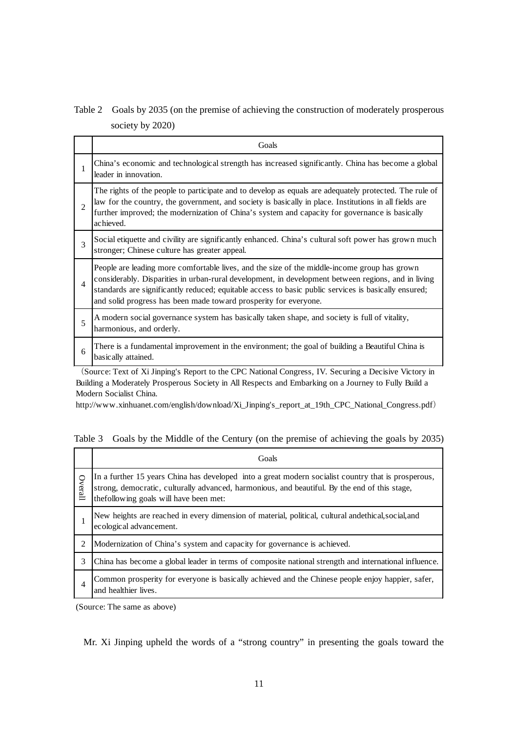Table 2　Goals by 2035 (on the premise of achieving the construction of moderately prosperous society by 2020)

| | Goals |
|---|---|
| 1 | China's economic and technological strength has increased significantly. China has become a global leader in innovation. |
| 2 | The rights of the people to participate and to develop as equals are adequately protected. The rule of law for the country, the government, and society is basically in place. Institutions in all fields are further improved; the modernization of China's system and capacity for governance is basically achieved. |
| 3 | Social etiquette and civility are significantly enhanced. China's cultural soft power has grown much stronger; Chinese culture has greater appeal. |
| 4 | People are leading more comfortable lives, and the size of the middle-income group has grown considerably. Disparities in urban-rural development, in development between regions, and in living standards are significantly reduced; equitable access to basic public services is basically ensured; and solid progress has been made toward prosperity for everyone. |
| 5 | A modern social governance system has basically taken shape, and society is full of vitality, harmonious, and orderly. |
| 6 | There is a fundamental improvement in the environment; the goal of building a Beautiful China is basically attained. |

（Source: Text of Xi Jinping's Report to the CPC National Congress, IV. Securing a Decisive Victory in Building a Moderately Prosperous Society in All Respects and Embarking on a Journey to Fully Build a Modern Socialist China.
http://www.xinhuanet.com/english/download/Xi_Jinping's_report_at_19th_CPC_National_Congress.pdf）

Table 3　Goals by the Middle of the Century (on the premise of achieving the goals by 2035)

| | Goals |
|---|---|
| Overall | In a further 15 years China has developed into a great modern socialist country that is prosperous, strong, democratic, culturally advanced, harmonious, and beautiful. By the end of this stage, thefollowing goals will have been met: |
| 1 | New heights are reached in every dimension of material, political, cultural andethical,social,and ecological advancement. |
| 2 | Modernization of China's system and capacity for governance is achieved. |
| 3 | China has become a global leader in terms of composite national strength and international influence. |
| 4 | Common prosperity for everyone is basically achieved and the Chinese people enjoy happier, safer, and healthier lives. |

(Source: The same as above)

Mr. Xi Jinping upheld the words of a "strong country" in presenting the goals toward the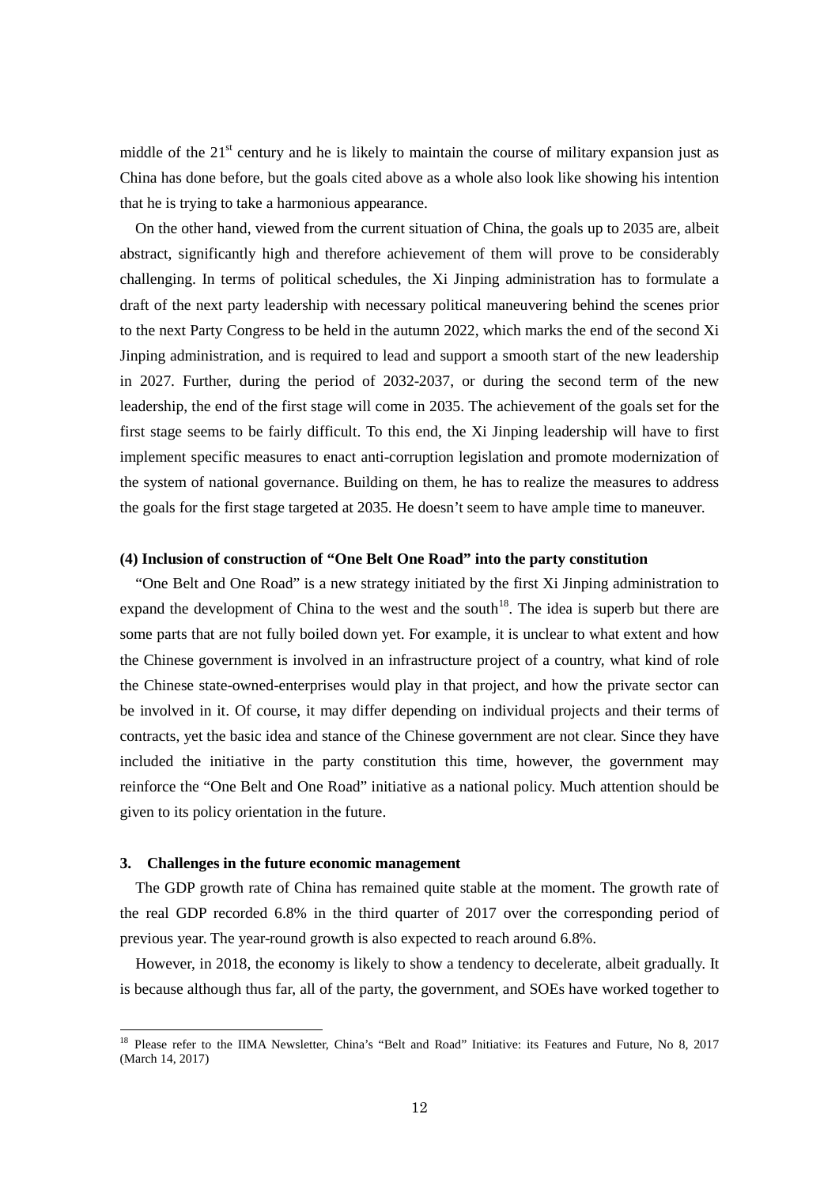middle of the 21st century and he is likely to maintain the course of military expansion just as China has done before, but the goals cited above as a whole also look like showing his intention that he is trying to take a harmonious appearance.

On the other hand, viewed from the current situation of China, the goals up to 2035 are, albeit abstract, significantly high and therefore achievement of them will prove to be considerably challenging. In terms of political schedules, the Xi Jinping administration has to formulate a draft of the next party leadership with necessary political maneuvering behind the scenes prior to the next Party Congress to be held in the autumn 2022, which marks the end of the second Xi Jinping administration, and is required to lead and support a smooth start of the new leadership in 2027. Further, during the period of 2032-2037, or during the second term of the new leadership, the end of the first stage will come in 2035. The achievement of the goals set for the first stage seems to be fairly difficult. To this end, the Xi Jinping leadership will have to first implement specific measures to enact anti-corruption legislation and promote modernization of the system of national governance. Building on them, he has to realize the measures to address the goals for the first stage targeted at 2035. He doesn't seem to have ample time to maneuver.

**(4) Inclusion of construction of "One Belt One Road" into the party constitution**

"One Belt and One Road" is a new strategy initiated by the first Xi Jinping administration to expand the development of China to the west and the south[18]. The idea is superb but there are some parts that are not fully boiled down yet. For example, it is unclear to what extent and how the Chinese government is involved in an infrastructure project of a country, what kind of role the Chinese state-owned-enterprises would play in that project, and how the private sector can be involved in it. Of course, it may differ depending on individual projects and their terms of contracts, yet the basic idea and stance of the Chinese government are not clear. Since they have included the initiative in the party constitution this time, however, the government may reinforce the "One Belt and One Road" initiative as a national policy. Much attention should be given to its policy orientation in the future.

## 3. Challenges in the future economic management

The GDP growth rate of China has remained quite stable at the moment. The growth rate of the real GDP recorded 6.8% in the third quarter of 2017 over the corresponding period of previous year. The year-round growth is also expected to reach around 6.8%.

However, in 2018, the economy is likely to show a tendency to decelerate, albeit gradually. It is because although thus far, all of the party, the government, and SOEs have worked together to

[18] Please refer to the IIMA Newsletter, China's "Belt and Road" Initiative: its Features and Future, No 8, 2017 (March 14, 2017)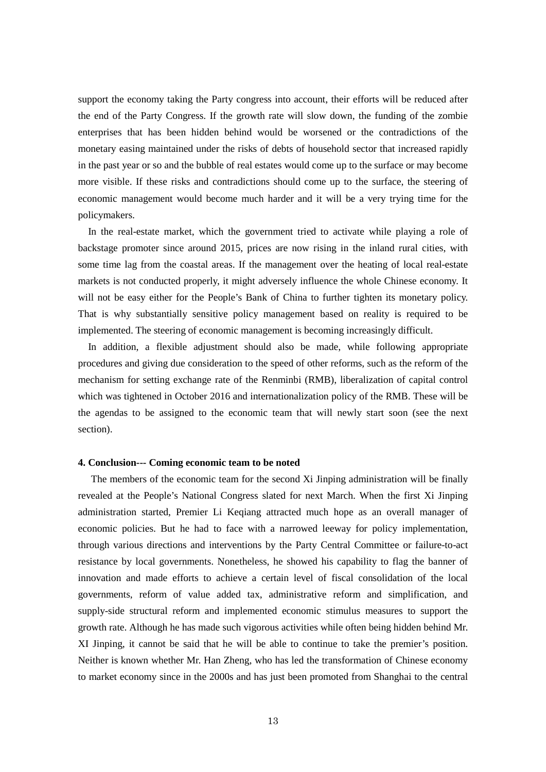support the economy taking the Party congress into account, their efforts will be reduced after the end of the Party Congress. If the growth rate will slow down, the funding of the zombie enterprises that has been hidden behind would be worsened or the contradictions of the monetary easing maintained under the risks of debts of household sector that increased rapidly in the past year or so and the bubble of real estates would come up to the surface or may become more visible. If these risks and contradictions should come up to the surface, the steering of economic management would become much harder and it will be a very trying time for the policymakers.

In the real-estate market, which the government tried to activate while playing a role of backstage promoter since around 2015, prices are now rising in the inland rural cities, with some time lag from the coastal areas. If the management over the heating of local real-estate markets is not conducted properly, it might adversely influence the whole Chinese economy. It will not be easy either for the People's Bank of China to further tighten its monetary policy. That is why substantially sensitive policy management based on reality is required to be implemented. The steering of economic management is becoming increasingly difficult.

In addition, a flexible adjustment should also be made, while following appropriate procedures and giving due consideration to the speed of other reforms, such as the reform of the mechanism for setting exchange rate of the Renminbi (RMB), liberalization of capital control which was tightened in October 2016 and internationalization policy of the RMB. These will be the agendas to be assigned to the economic team that will newly start soon (see the next section).

#### 4. Conclusion--- Coming economic team to be noted

The members of the economic team for the second Xi Jinping administration will be finally revealed at the People's National Congress slated for next March. When the first Xi Jinping administration started, Premier Li Keqiang attracted much hope as an overall manager of economic policies. But he had to face with a narrowed leeway for policy implementation, through various directions and interventions by the Party Central Committee or failure-to-act resistance by local governments. Nonetheless, he showed his capability to flag the banner of innovation and made efforts to achieve a certain level of fiscal consolidation of the local governments, reform of value added tax, administrative reform and simplification, and supply-side structural reform and implemented economic stimulus measures to support the growth rate. Although he has made such vigorous activities while often being hidden behind Mr. XI Jinping, it cannot be said that he will be able to continue to take the premier's position. Neither is known whether Mr. Han Zheng, who has led the transformation of Chinese economy to market economy since in the 2000s and has just been promoted from Shanghai to the central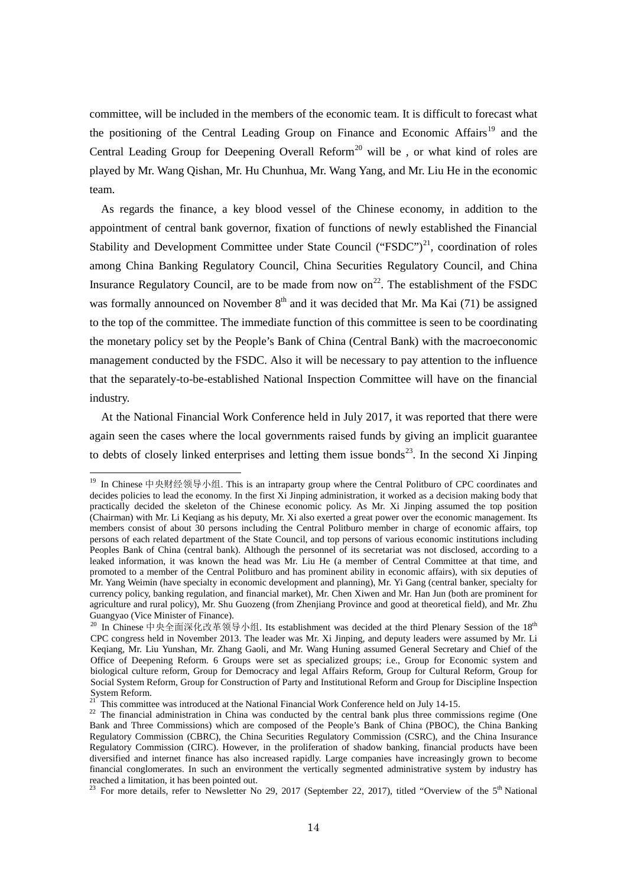committee, will be included in the members of the economic team. It is difficult to forecast what the positioning of the Central Leading Group on Finance and Economic Affairs[19] and the Central Leading Group for Deepening Overall Reform[20] will be , or what kind of roles are played by Mr. Wang Qishan, Mr. Hu Chunhua, Mr. Wang Yang, and Mr. Liu He in the economic team.

As regards the finance, a key blood vessel of the Chinese economy, in addition to the appointment of central bank governor, fixation of functions of newly established the Financial Stability and Development Committee under State Council ("FSDC")[21], coordination of roles among China Banking Regulatory Council, China Securities Regulatory Council, and China Insurance Regulatory Council, are to be made from now on[22]. The establishment of the FSDC was formally announced on November 8th and it was decided that Mr. Ma Kai (71) be assigned to the top of the committee. The immediate function of this committee is seen to be coordinating the monetary policy set by the People's Bank of China (Central Bank) with the macroeconomic management conducted by the FSDC. Also it will be necessary to pay attention to the influence that the separately-to-be-established National Inspection Committee will have on the financial industry.

At the National Financial Work Conference held in July 2017, it was reported that there were again seen the cases where the local governments raised funds by giving an implicit guarantee to debts of closely linked enterprises and letting them issue bonds[23]. In the second Xi Jinping

---

[19] In Chinese 中央财经领导小组. This is an intraparty group where the Central Politburo of CPC coordinates and decides policies to lead the economy. In the first Xi Jinping administration, it worked as a decision making body that practically decided the skeleton of the Chinese economic policy. As Mr. Xi Jinping assumed the top position (Chairman) with Mr. Li Keqiang as his deputy, Mr. Xi also exerted a great power over the economic management. Its members consist of about 30 persons including the Central Politburo member in charge of economic affairs, top persons of each related department of the State Council, and top persons of various economic institutions including Peoples Bank of China (central bank). Although the personnel of its secretariat was not disclosed, according to a leaked information, it was known the head was Mr. Liu He (a member of Central Committee at that time, and promoted to a member of the Central Politburo and has prominent ability in economic affairs), with six deputies of Mr. Yang Weimin (have specialty in economic development and planning), Mr. Yi Gang (central banker, specialty for currency policy, banking regulation, and financial market), Mr. Chen Xiwen and Mr. Han Jun (both are prominent for agriculture and rural policy), Mr. Shu Guozeng (from Zhenjiang Province and good at theoretical field), and Mr. Zhu Guangyao (Vice Minister of Finance).

[20] In Chinese 中央全面深化改革领导小组. Its establishment was decided at the third Plenary Session of the 18th CPC congress held in November 2013. The leader was Mr. Xi Jinping, and deputy leaders were assumed by Mr. Li Keqiang, Mr. Liu Yunshan, Mr. Zhang Gaoli, and Mr. Wang Huning assumed General Secretary and Chief of the Office of Deepening Reform. 6 Groups were set as specialized groups; i.e., Group for Economic system and biological culture reform, Group for Democracy and legal Affairs Reform, Group for Cultural Reform, Group for Social System Reform, Group for Construction of Party and Institutional Reform and Group for Discipline Inspection System Reform.

[21] This committee was introduced at the National Financial Work Conference held on July 14-15.

[22] The financial administration in China was conducted by the central bank plus three commissions regime (One Bank and Three Commissions) which are composed of the People's Bank of China (PBOC), the China Banking Regulatory Commission (CBRC), the China Securities Regulatory Commission (CSRC), and the China Insurance Regulatory Commission (CIRC). However, in the proliferation of shadow banking, financial products have been diversified and internet finance has also increased rapidly. Large companies have increasingly grown to become financial conglomerates. In such an environment the vertically segmented administrative system by industry has reached a limitation, it has been pointed out.

[23] For more details, refer to Newsletter No 29, 2017 (September 22, 2017), titled "Overview of the 5th National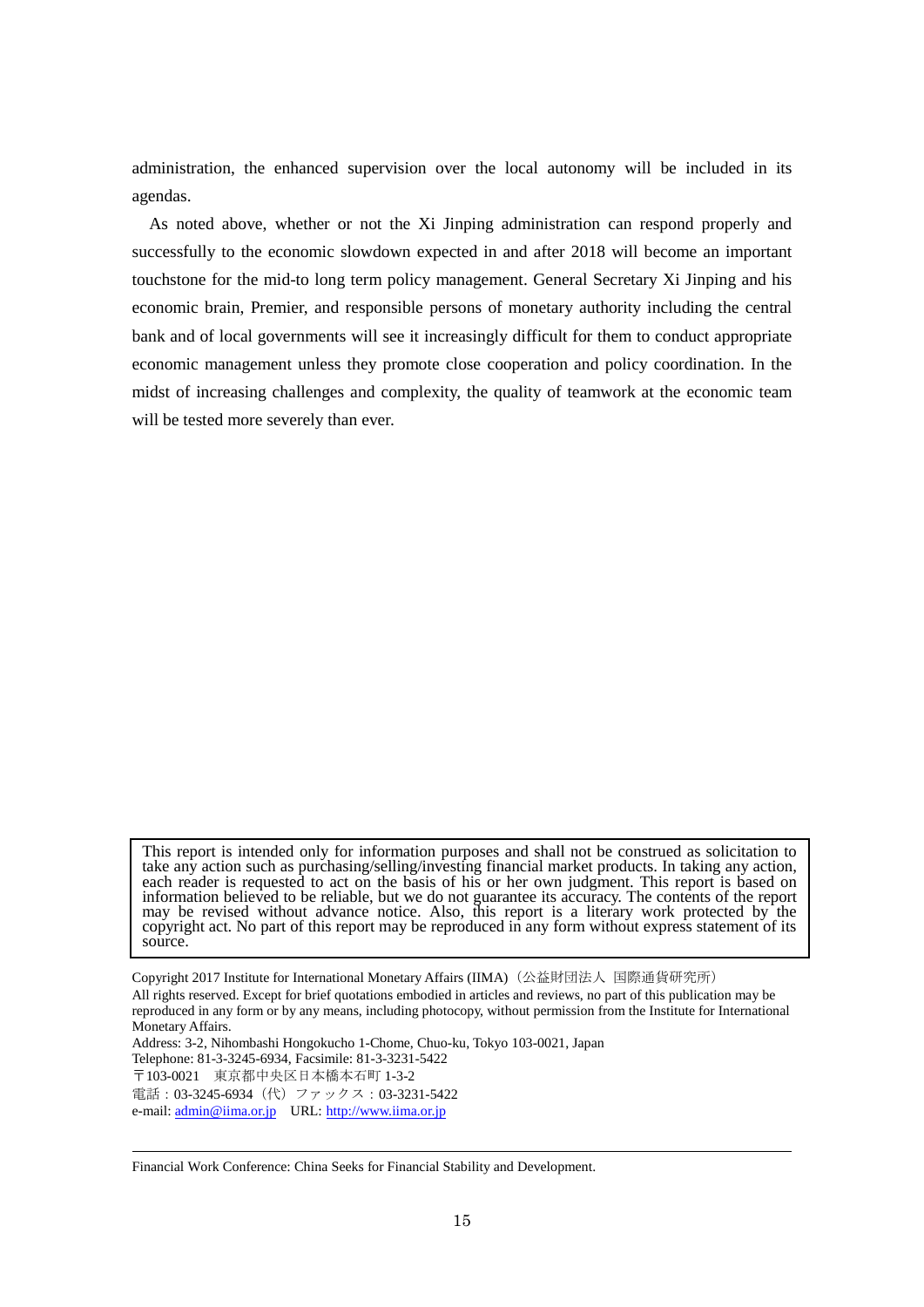administration, the enhanced supervision over the local autonomy will be included in its agendas.

As noted above, whether or not the Xi Jinping administration can respond properly and successfully to the economic slowdown expected in and after 2018 will become an important touchstone for the mid-to long term policy management. General Secretary Xi Jinping and his economic brain, Premier, and responsible persons of monetary authority including the central bank and of local governments will see it increasingly difficult for them to conduct appropriate economic management unless they promote close cooperation and policy coordination. In the midst of increasing challenges and complexity, the quality of teamwork at the economic team will be tested more severely than ever.

This report is intended only for information purposes and shall not be construed as solicitation to take any action such as purchasing/selling/investing financial market products. In taking any action, each reader is requested to act on the basis of his or her own judgment. This report is based on information believed to be reliable, but we do not guarantee its accuracy. The contents of the report may be revised without advance notice. Also, this report is a literary work protected by the copyright act. No part of this report may be reproduced in any form without express statement of its source.

Copyright 2017 Institute for International Monetary Affairs (IIMA)（公益財団法人 国際通貨研究所）
All rights reserved. Except for brief quotations embodied in articles and reviews, no part of this publication may be reproduced in any form or by any means, including photocopy, without permission from the Institute for International Monetary Affairs.
Address: 3-2, Nihombashi Hongokucho 1-Chome, Chuo-ku, Tokyo 103-0021, Japan
Telephone: 81-3-3245-6934, Facsimile: 81-3-3231-5422
〒103-0021 東京都中央区日本橋本石町 1-3-2
電話：03-3245-6934（代）ファックス：03-3231-5422
e-mail: admin@iima.or.jp URL: http://www.iima.or.jp